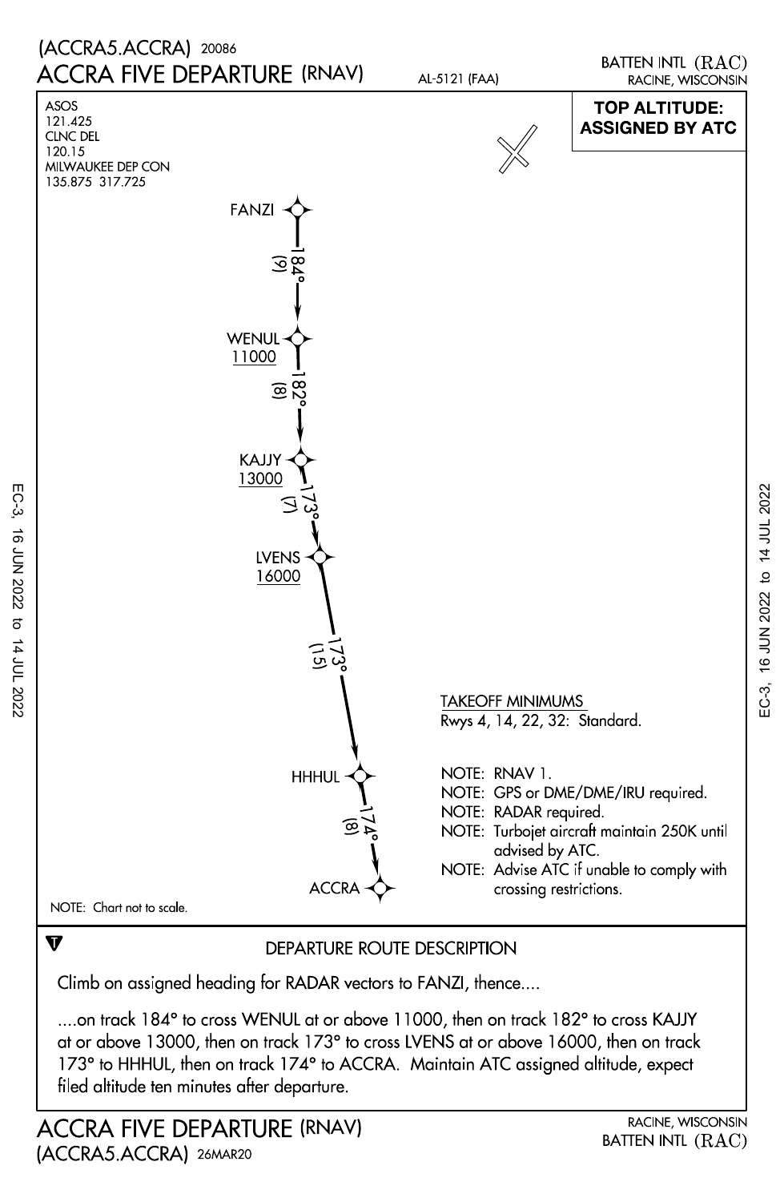(ACCRA5.ACCRA) 20086

# ACCRA FIVE DEPARTURE (RNAV)

AL-5121 (FAA)

BATTEN INTL (RAC)
RACINE, WISCONSIN

ASOS
121.425
CLNC DEL
120.15
MILWAUKEE DEP CON
135.875 317.725

**TOP ALTITUDE: ASSIGNED BY ATC**

FANZI

184° (9)

WENUL
11000

182° (8)

KAJJY
13000

173° (7)

LVENS
16000

173° (15)

HHHUL

174° (8)

ACCRA

NOTE: Chart not to scale.

TAKEOFF MINIMUMS
Rwys 4, 14, 22, 32: Standard.

NOTE: RNAV 1.
NOTE: GPS or DME/DME/IRU required.
NOTE: RADAR required.
NOTE: Turbojet aircraft maintain 250K until advised by ATC.
NOTE: Advise ATC if unable to comply with crossing restrictions.

## DEPARTURE ROUTE DESCRIPTION

Climb on assigned heading for RADAR vectors to FANZI, thence....

....on track 184° to cross WENUL at or above 11000, then on track 182° to cross KAJJY at or above 13000, then on track 173° to cross LVENS at or above 16000, then on track 173° to HHHUL, then on track 174° to ACCRA. Maintain ATC assigned altitude, expect filed altitude ten minutes after departure.

ACCRA FIVE DEPARTURE (RNAV)
(ACCRA5.ACCRA) 26MAR20

RACINE, WISCONSIN
BATTEN INTL (RAC)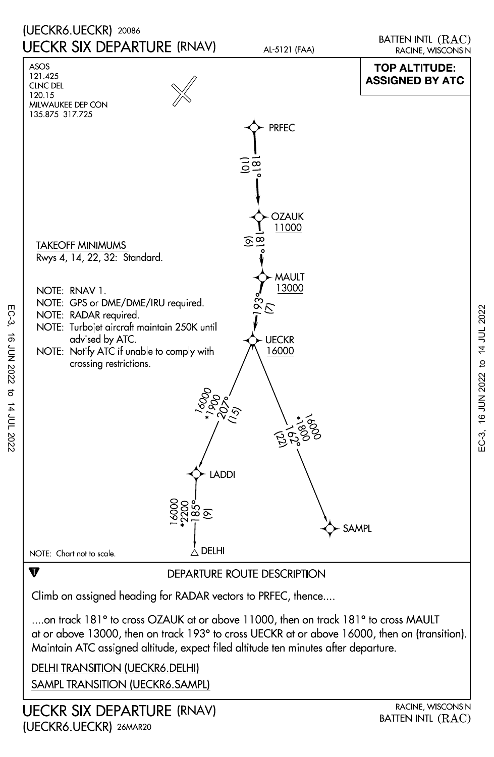(UECKR6.UECKR) 20086

# UECKR SIX DEPARTURE (RNAV)

AL-5121 (FAA)

BATTEN INTL (RAC)
RACINE, WISCONSIN

ASOS
121.425
CLNC DEL
120.15
MILWAUKEE DEP CON
135.875 317.725

**TOP ALTITUDE: ASSIGNED BY ATC**

PRFEC

181°
(10)

OZAUK
11000

181°
(6)

MAULT
13000

193°
(7)

UECKR
16000

16000
*1900
207°
(15)

16000
*1800
162°
(22)

LADDI

16000
*2200
185°
(9)

DELHI

SAMPL

TAKEOFF MINIMUMS
Rwys 4, 14, 22, 32: Standard.

NOTE: RNAV 1.
NOTE: GPS or DME/DME/IRU required.
NOTE: RADAR required.
NOTE: Turbojet aircraft maintain 250K until advised by ATC.
NOTE: Notify ATC if unable to comply with crossing restrictions.

NOTE: Chart not to scale.

## DEPARTURE ROUTE DESCRIPTION

Climb on assigned heading for RADAR vectors to PRFEC, thence....

....on track 181° to cross OZAUK at or above 11000, then on track 181° to cross MAULT at or above 13000, then on track 193° to cross UECKR at or above 16000, then on (transition). Maintain ATC assigned altitude, expect filed altitude ten minutes after departure.

DELHI TRANSITION (UECKR6.DELHI)

SAMPL TRANSITION (UECKR6.SAMPL)

# UECKR SIX DEPARTURE (RNAV)

(UECKR6.UECKR) 26MAR20

RACINE, WISCONSIN
BATTEN INTL (RAC)